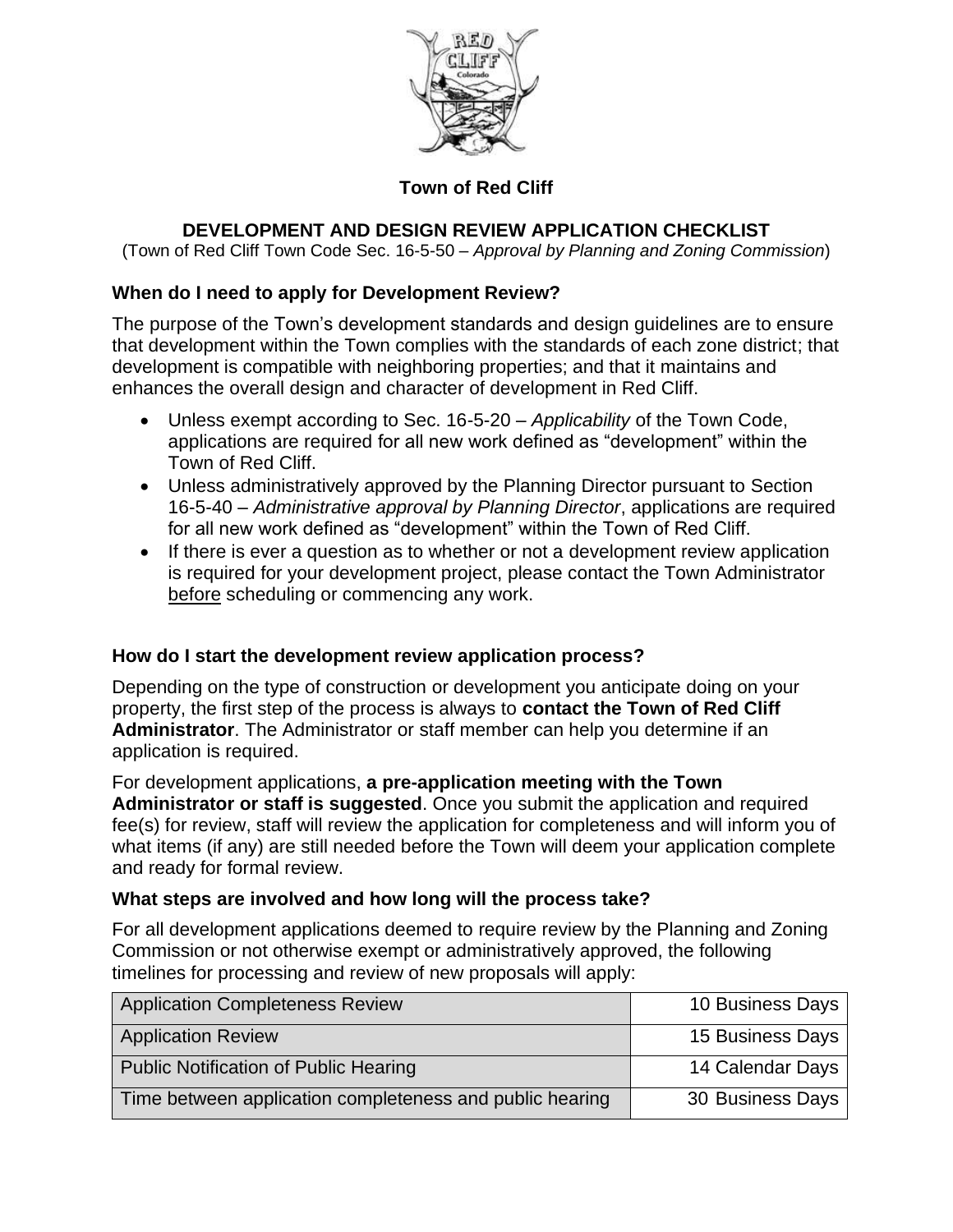# Town of Red Cliff

## DEVELOPMENT AND DESIGN REVIEW APPLICATION CHECKLIST

(Town of Red Cliff Town Code Sec. 16-5-50 – *Approval by Planning and Zoning Commission*)

### When do I need to apply for Development Review?

The purpose of the Town's development standards and design guidelines are to ensure that development within the Town complies with the standards of each zone district; that development is compatible with neighboring properties; and that it maintains and enhances the overall design and character of development in Red Cliff.

- Unless exempt according to Sec. 16-5-20 – *Applicability* of the Town Code, applications are required for all new work defined as "development" within the Town of Red Cliff.
- Unless administratively approved by the Planning Director pursuant to Section 16-5-40 – *Administrative approval by Planning Director*, applications are required for all new work defined as "development" within the Town of Red Cliff.
- If there is ever a question as to whether or not a development review application is required for your development project, please contact the Town Administrator before scheduling or commencing any work.

### How do I start the development review application process?

Depending on the type of construction or development you anticipate doing on your property, the first step of the process is always to **contact the Town of Red Cliff Administrator**. The Administrator or staff member can help you determine if an application is required.

For development applications, **a pre-application meeting with the Town Administrator or staff is suggested**. Once you submit the application and required fee(s) for review, staff will review the application for completeness and will inform you of what items (if any) are still needed before the Town will deem your application complete and ready for formal review.

### What steps are involved and how long will the process take?

For all development applications deemed to require review by the Planning and Zoning Commission or not otherwise exempt or administratively approved, the following timelines for processing and review of new proposals will apply:

| Step | Timeline |
| --- | --- |
| Application Completeness Review | 10 Business Days |
| Application Review | 15 Business Days |
| Public Notification of Public Hearing | 14 Calendar Days |
| Time between application completeness and public hearing | 30 Business Days |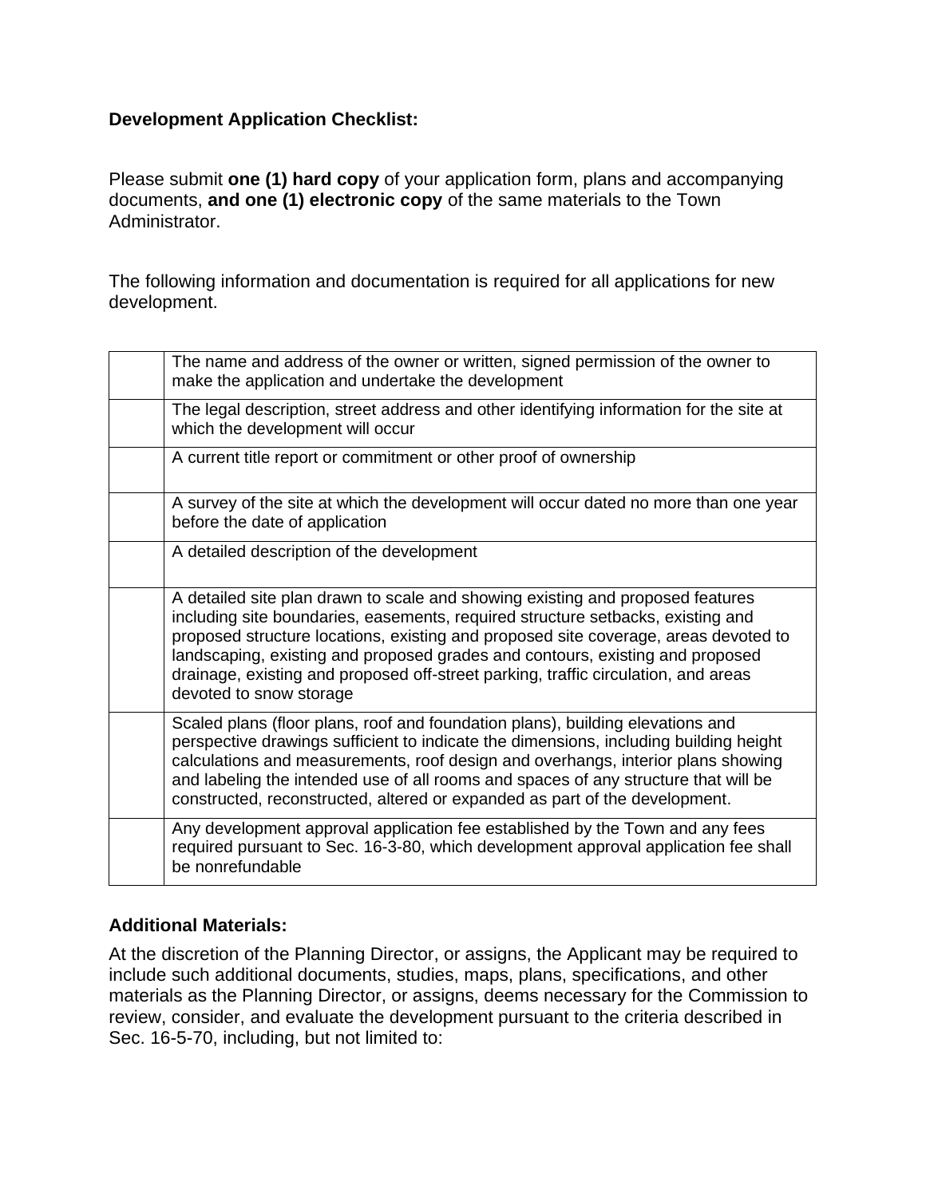**Development Application Checklist:**

Please submit **one (1) hard copy** of your application form, plans and accompanying documents, **and one (1) electronic copy** of the same materials to the Town Administrator.

The following information and documentation is required for all applications for new development.

| | |
|---|---|
| | The name and address of the owner or written, signed permission of the owner to make the application and undertake the development |
| | The legal description, street address and other identifying information for the site at which the development will occur |
| | A current title report or commitment or other proof of ownership |
| | A survey of the site at which the development will occur dated no more than one year before the date of application |
| | A detailed description of the development |
| | A detailed site plan drawn to scale and showing existing and proposed features including site boundaries, easements, required structure setbacks, existing and proposed structure locations, existing and proposed site coverage, areas devoted to landscaping, existing and proposed grades and contours, existing and proposed drainage, existing and proposed off-street parking, traffic circulation, and areas devoted to snow storage |
| | Scaled plans (floor plans, roof and foundation plans), building elevations and perspective drawings sufficient to indicate the dimensions, including building height calculations and measurements, roof design and overhangs, interior plans showing and labeling the intended use of all rooms and spaces of any structure that will be constructed, reconstructed, altered or expanded as part of the development. |
| | Any development approval application fee established by the Town and any fees required pursuant to Sec. 16-3-80, which development approval application fee shall be nonrefundable |

**Additional Materials:**

At the discretion of the Planning Director, or assigns, the Applicant may be required to include such additional documents, studies, maps, plans, specifications, and other materials as the Planning Director, or assigns, deems necessary for the Commission to review, consider, and evaluate the development pursuant to the criteria described in Sec. 16-5-70, including, but not limited to: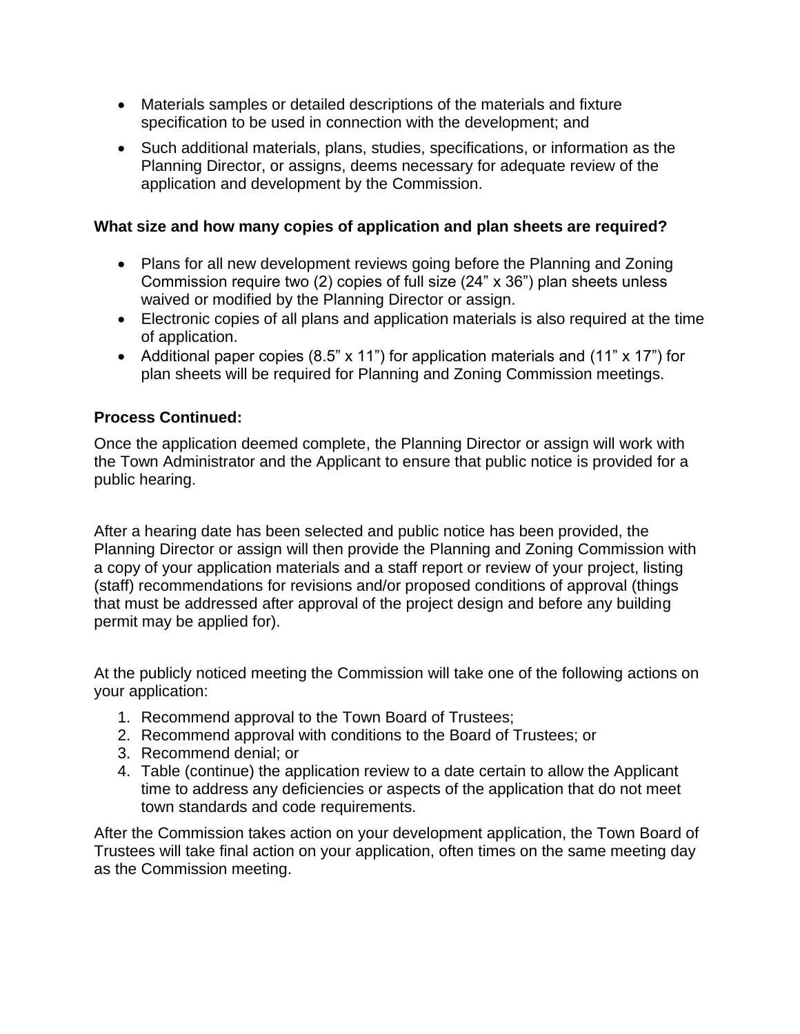- Materials samples or detailed descriptions of the materials and fixture specification to be used in connection with the development; and
- Such additional materials, plans, studies, specifications, or information as the Planning Director, or assigns, deems necessary for adequate review of the application and development by the Commission.

**What size and how many copies of application and plan sheets are required?**

- Plans for all new development reviews going before the Planning and Zoning Commission require two (2) copies of full size (24" x 36") plan sheets unless waived or modified by the Planning Director or assign.
- Electronic copies of all plans and application materials is also required at the time of application.
- Additional paper copies (8.5" x 11") for application materials and (11" x 17") for plan sheets will be required for Planning and Zoning Commission meetings.

**Process Continued:**

Once the application deemed complete, the Planning Director or assign will work with the Town Administrator and the Applicant to ensure that public notice is provided for a public hearing.

After a hearing date has been selected and public notice has been provided, the Planning Director or assign will then provide the Planning and Zoning Commission with a copy of your application materials and a staff report or review of your project, listing (staff) recommendations for revisions and/or proposed conditions of approval (things that must be addressed after approval of the project design and before any building permit may be applied for).

At the publicly noticed meeting the Commission will take one of the following actions on your application:

1. Recommend approval to the Town Board of Trustees;
2. Recommend approval with conditions to the Board of Trustees; or
3. Recommend denial; or
4. Table (continue) the application review to a date certain to allow the Applicant time to address any deficiencies or aspects of the application that do not meet town standards and code requirements.

After the Commission takes action on your development application, the Town Board of Trustees will take final action on your application, often times on the same meeting day as the Commission meeting.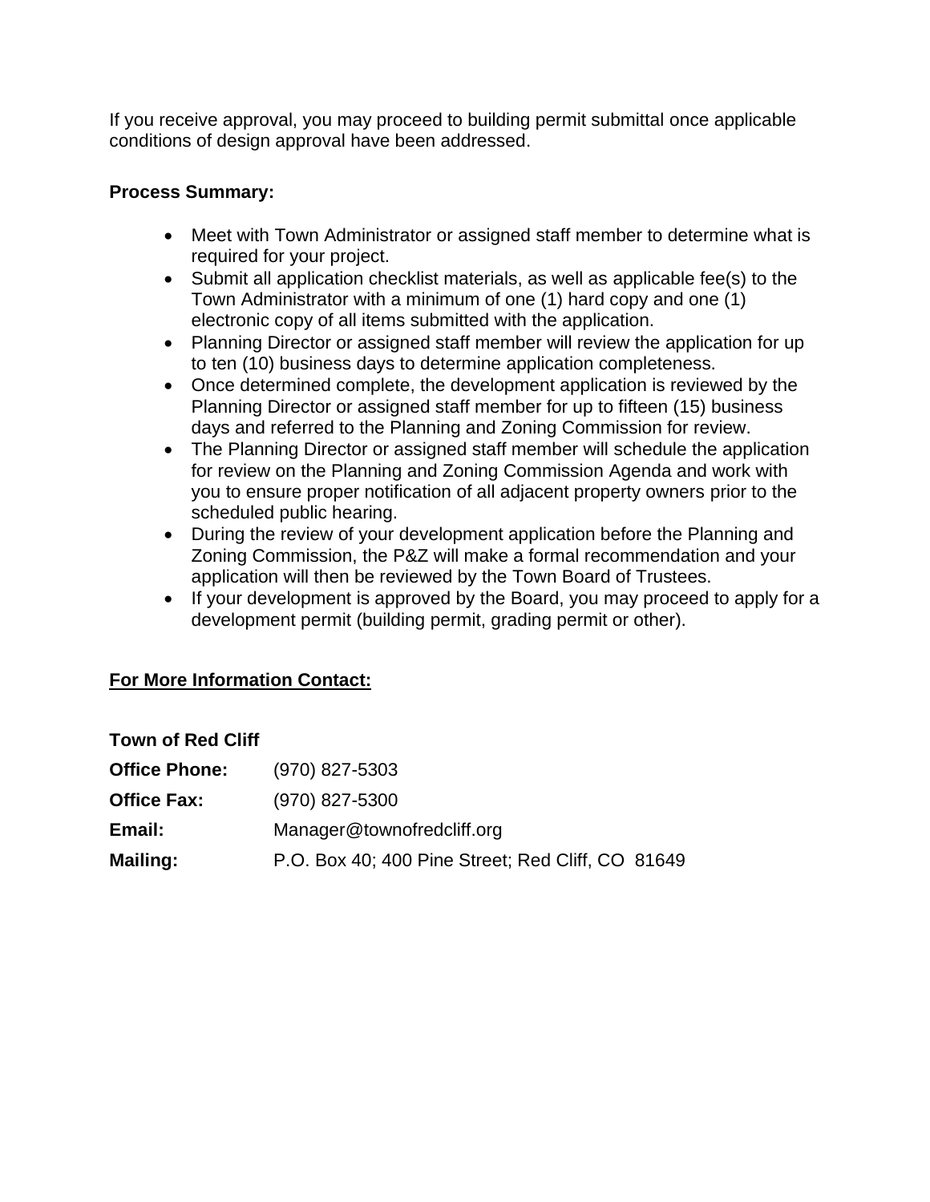If you receive approval, you may proceed to building permit submittal once applicable conditions of design approval have been addressed.

**Process Summary:**

- Meet with Town Administrator or assigned staff member to determine what is required for your project.
- Submit all application checklist materials, as well as applicable fee(s) to the Town Administrator with a minimum of one (1) hard copy and one (1) electronic copy of all items submitted with the application.
- Planning Director or assigned staff member will review the application for up to ten (10) business days to determine application completeness.
- Once determined complete, the development application is reviewed by the Planning Director or assigned staff member for up to fifteen (15) business days and referred to the Planning and Zoning Commission for review.
- The Planning Director or assigned staff member will schedule the application for review on the Planning and Zoning Commission Agenda and work with you to ensure proper notification of all adjacent property owners prior to the scheduled public hearing.
- During the review of your development application before the Planning and Zoning Commission, the P&Z will make a formal recommendation and your application will then be reviewed by the Town Board of Trustees.
- If your development is approved by the Board, you may proceed to apply for a development permit (building permit, grading permit or other).

**For More Information Contact:**

**Town of Red Cliff**

**Office Phone:** (970) 827-5303

**Office Fax:** (970) 827-5300

**Email:** Manager@townofredcliff.org

**Mailing:** P.O. Box 40; 400 Pine Street; Red Cliff, CO 81649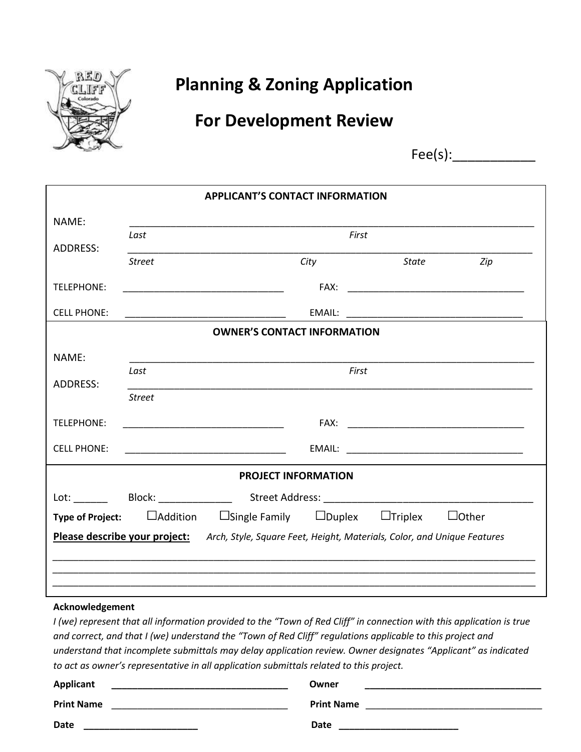# Planning & Zoning Application

## For Development Review

Fee(s):___________

**APPLICANT'S CONTACT INFORMATION**

NAME: ____________________________________________________________
*Last* *First*

ADDRESS: ____________________________________________________________
*Street* *City* *State* *Zip*

TELEPHONE: ______________________________ FAX: ________________________________

CELL PHONE: ______________________________ EMAIL: ________________________________

**OWNER'S CONTACT INFORMATION**

NAME: ____________________________________________________________
*Last* *First*

ADDRESS: ____________________________________________________________
*Street*

TELEPHONE: ______________________________ FAX: ________________________________

CELL PHONE: ______________________________ EMAIL: ________________________________

**PROJECT INFORMATION**

Lot: ______ Block: _____________ Street Address: ____________________________________

**Type of Project:** ☐Addition ☐Single Family ☐Duplex ☐Triplex ☐Other

**Please describe your project:** *Arch, Style, Square Feet, Height, Materials, Color, and Unique Features*

________________________________________________________________________________________
________________________________________________________________________________________
________________________________________________________________________________________

**Acknowledgement**

*I (we) represent that all information provided to the "Town of Red Cliff" in connection with this application is true and correct, and that I (we) understand the "Town of Red Cliff" regulations applicable to this project and understand that incomplete submittals may delay application review. Owner designates "Applicant" as indicated to act as owner's representative in all application submittals related to this project.*

**Applicant** __________________________________ **Owner** __________________________________

**Print Name** __________________________________ **Print Name** __________________________________

**Date** ______________________ **Date** ______________________